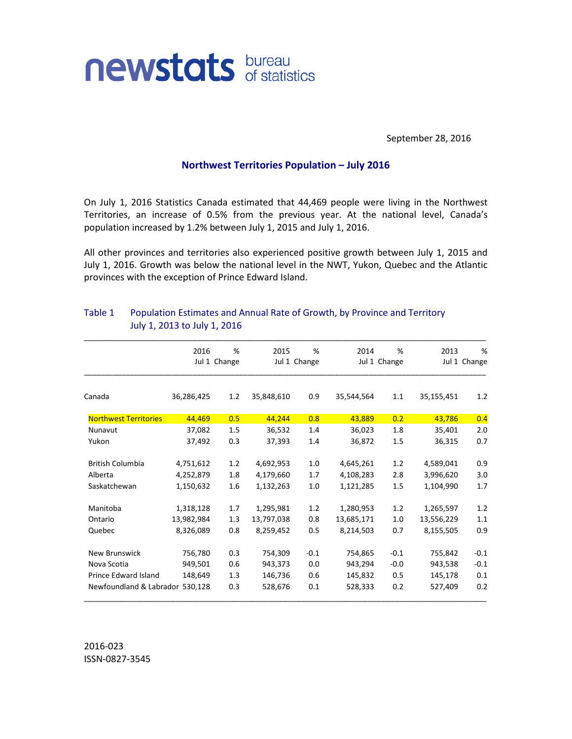newstats bureau of statistics

September 28, 2016

## Northwest Territories Population – July 2016

On July 1, 2016 Statistics Canada estimated that 44,469 people were living in the Northwest Territories, an increase of 0.5% from the previous year. At the national level, Canada's population increased by 1.2% between July 1, 2015 and July 1, 2016.

All other provinces and territories also experienced positive growth between July 1, 2015 and July 1, 2016. Growth was below the national level in the NWT, Yukon, Quebec and the Atlantic provinces with the exception of Prince Edward Island.

### Table 1 Population Estimates and Annual Rate of Growth, by Province and Territory July 1, 2013 to July 1, 2016

| | 2016 Jul 1 | % Change | 2015 Jul 1 | % Change | 2014 Jul 1 | % Change | 2013 Jul 1 | % Change |
|---|---|---|---|---|---|---|---|---|
| Canada | 36,286,425 | 1.2 | 35,848,610 | 0.9 | 35,544,564 | 1.1 | 35,155,451 | 1.2 |
| Northwest Territories | 44,469 | 0.5 | 44,244 | 0.8 | 43,889 | 0.2 | 43,786 | 0.4 |
| Nunavut | 37,082 | 1.5 | 36,532 | 1.4 | 36,023 | 1.8 | 35,401 | 2.0 |
| Yukon | 37,492 | 0.3 | 37,393 | 1.4 | 36,872 | 1.5 | 36,315 | 0.7 |
| British Columbia | 4,751,612 | 1.2 | 4,692,953 | 1.0 | 4,645,261 | 1.2 | 4,589,041 | 0.9 |
| Alberta | 4,252,879 | 1.8 | 4,179,660 | 1.7 | 4,108,283 | 2.8 | 3,996,620 | 3.0 |
| Saskatchewan | 1,150,632 | 1.6 | 1,132,263 | 1.0 | 1,121,285 | 1.5 | 1,104,990 | 1.7 |
| Manitoba | 1,318,128 | 1.7 | 1,295,981 | 1.2 | 1,280,953 | 1.2 | 1,265,597 | 1.2 |
| Ontario | 13,982,984 | 1.3 | 13,797,038 | 0.8 | 13,685,171 | 1.0 | 13,556,229 | 1.1 |
| Quebec | 8,326,089 | 0.8 | 8,259,452 | 0.5 | 8,214,503 | 0.7 | 8,155,505 | 0.9 |
| New Brunswick | 756,780 | 0.3 | 754,309 | -0.1 | 754,865 | -0.1 | 755,842 | -0.1 |
| Nova Scotia | 949,501 | 0.6 | 943,373 | 0.0 | 943,294 | -0.0 | 943,538 | -0.1 |
| Prince Edward Island | 148,649 | 1.3 | 146,736 | 0.6 | 145,832 | 0.5 | 145,178 | 0.1 |
| Newfoundland & Labrador | 530,128 | 0.3 | 528,676 | 0.1 | 528,333 | 0.2 | 527,409 | 0.2 |

2016-023
ISSN-0827-3545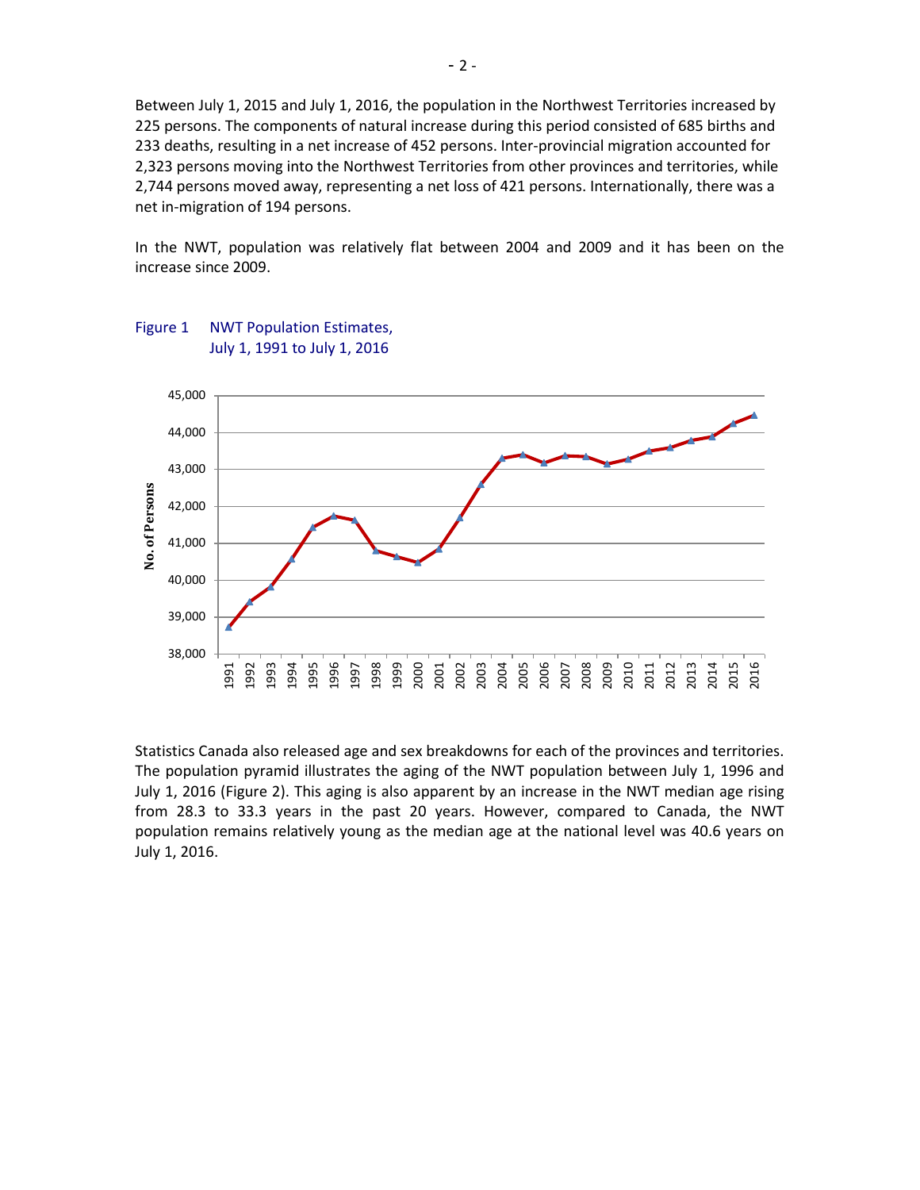Between July 1, 2015 and July 1, 2016, the population in the Northwest Territories increased by 225 persons. The components of natural increase during this period consisted of 685 births and 233 deaths, resulting in a net increase of 452 persons. Inter-provincial migration accounted for 2,323 persons moving into the Northwest Territories from other provinces and territories, while 2,744 persons moved away, representing a net loss of 421 persons. Internationally, there was a net in-migration of 194 persons.

In the NWT, population was relatively flat between 2004 and 2009 and it has been on the increase since 2009.

Figure 1 NWT Population Estimates, July 1, 1991 to July 1, 2016

No. of Persons

45,000
44,000
43,000
42,000
41,000
40,000
39,000
38,000

1991 1992 1993 1994 1995 1996 1997 1998 1999 2000 2001 2002 2003 2004 2005 2006 2007 2008 2009 2010 2011 2012 2013 2014 2015 2016

Statistics Canada also released age and sex breakdowns for each of the provinces and territories. The population pyramid illustrates the aging of the NWT population between July 1, 1996 and July 1, 2016 (Figure 2). This aging is also apparent by an increase in the NWT median age rising from 28.3 to 33.3 years in the past 20 years. However, compared to Canada, the NWT population remains relatively young as the median age at the national level was 40.6 years on July 1, 2016.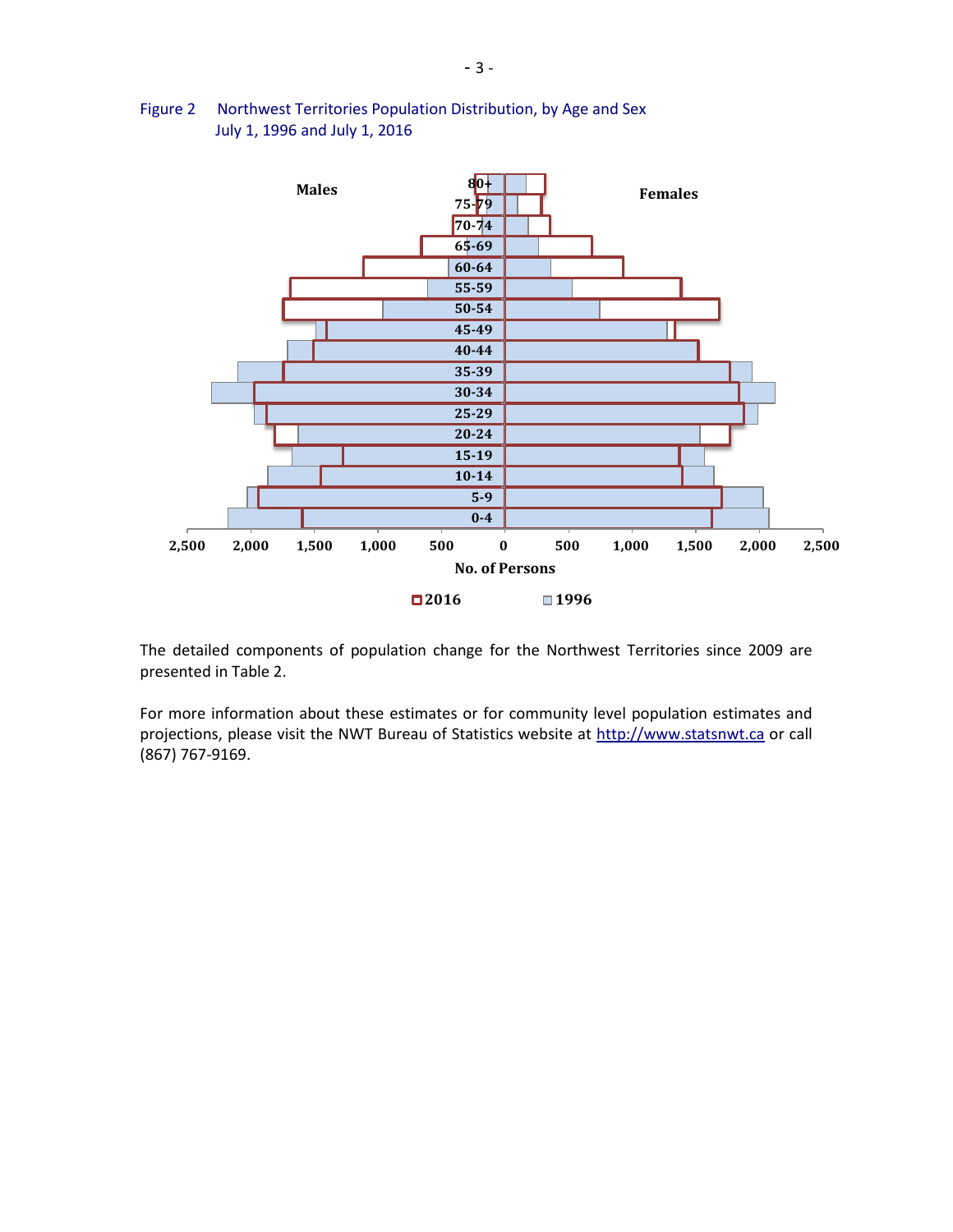Figure 2 Northwest Territories Population Distribution, by Age and Sex
July 1, 1996 and July 1, 2016

Males

Females

80+
75-79
70-74
65-69
60-64
55-59
50-54
45-49
40-44
35-39
30-34
25-29
20-24
15-19
10-14
5-9
0-4

2,500 2,000 1,500 1,000 500 0 500 1,000 1,500 2,000 2,500

No. of Persons

2016 1996

The detailed components of population change for the Northwest Territories since 2009 are presented in Table 2.

For more information about these estimates or for community level population estimates and projections, please visit the NWT Bureau of Statistics website at http://www.statsnwt.ca or call (867) 767-9169.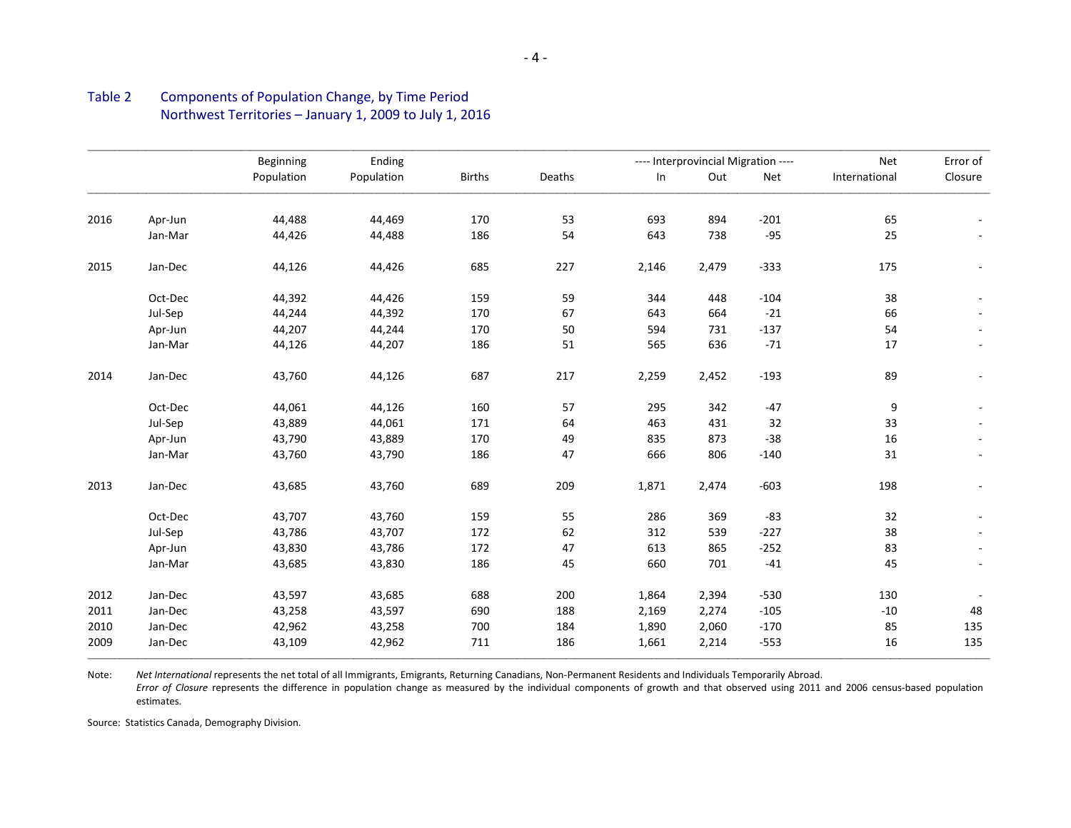## Table 2 Components of Population Change, by Time Period
## Northwest Territories – January 1, 2009 to July 1, 2016

| | | Beginning Population | Ending Population | Births | Deaths | ---- Interprovincial Migration ---- In | Out | Net | Net International | Error of Closure |
|---|---|---|---|---|---|---|---|---|---|---|
| 2016 | Apr-Jun | 44,488 | 44,469 | 170 | 53 | 693 | 894 | -201 | 65 | - |
| | Jan-Mar | 44,426 | 44,488 | 186 | 54 | 643 | 738 | -95 | 25 | - |
| 2015 | Jan-Dec | 44,126 | 44,426 | 685 | 227 | 2,146 | 2,479 | -333 | 175 | - |
| | Oct-Dec | 44,392 | 44,426 | 159 | 59 | 344 | 448 | -104 | 38 | - |
| | Jul-Sep | 44,244 | 44,392 | 170 | 67 | 643 | 664 | -21 | 66 | - |
| | Apr-Jun | 44,207 | 44,244 | 170 | 50 | 594 | 731 | -137 | 54 | - |
| | Jan-Mar | 44,126 | 44,207 | 186 | 51 | 565 | 636 | -71 | 17 | - |
| 2014 | Jan-Dec | 43,760 | 44,126 | 687 | 217 | 2,259 | 2,452 | -193 | 89 | - |
| | Oct-Dec | 44,061 | 44,126 | 160 | 57 | 295 | 342 | -47 | 9 | - |
| | Jul-Sep | 43,889 | 44,061 | 171 | 64 | 463 | 431 | 32 | 33 | - |
| | Apr-Jun | 43,790 | 43,889 | 170 | 49 | 835 | 873 | -38 | 16 | - |
| | Jan-Mar | 43,760 | 43,790 | 186 | 47 | 666 | 806 | -140 | 31 | - |
| 2013 | Jan-Dec | 43,685 | 43,760 | 689 | 209 | 1,871 | 2,474 | -603 | 198 | - |
| | Oct-Dec | 43,707 | 43,760 | 159 | 55 | 286 | 369 | -83 | 32 | - |
| | Jul-Sep | 43,786 | 43,707 | 172 | 62 | 312 | 539 | -227 | 38 | - |
| | Apr-Jun | 43,830 | 43,786 | 172 | 47 | 613 | 865 | -252 | 83 | - |
| | Jan-Mar | 43,685 | 43,830 | 186 | 45 | 660 | 701 | -41 | 45 | - |
| 2012 | Jan-Dec | 43,597 | 43,685 | 688 | 200 | 1,864 | 2,394 | -530 | 130 | - |
| 2011 | Jan-Dec | 43,258 | 43,597 | 690 | 188 | 2,169 | 2,274 | -105 | -10 | 48 |
| 2010 | Jan-Dec | 42,962 | 43,258 | 700 | 184 | 1,890 | 2,060 | -170 | 85 | 135 |
| 2009 | Jan-Dec | 43,109 | 42,962 | 711 | 186 | 1,661 | 2,214 | -553 | 16 | 135 |

Note: *Net International* represents the net total of all Immigrants, Emigrants, Returning Canadians, Non-Permanent Residents and Individuals Temporarily Abroad.
*Error of Closure* represents the difference in population change as measured by the individual components of growth and that observed using 2011 and 2006 census-based population estimates.

Source: Statistics Canada, Demography Division.